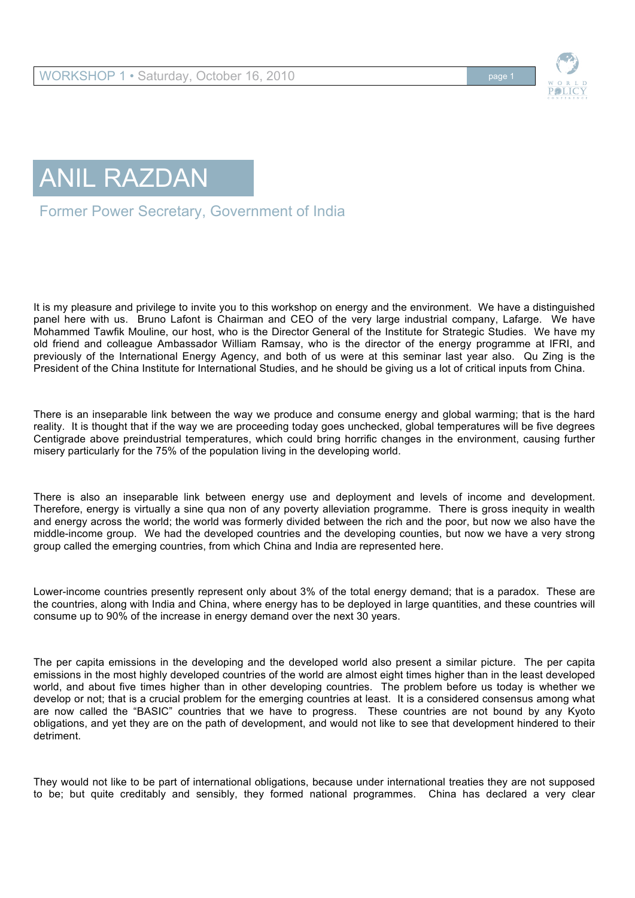# ANIL RAZDAN

## Former Power Secretary, Government of India

It is my pleasure and privilege to invite you to this workshop on energy and the environment. We have a distinguished panel here with us. Bruno Lafont is Chairman and CEO of the very large industrial company, Lafarge. We have Mohammed Tawfik Mouline, our host, who is the Director General of the Institute for Strategic Studies. We have my old friend and colleague Ambassador William Ramsay, who is the director of the energy programme at IFRI, and previously of the International Energy Agency, and both of us were at this seminar last year also. Qu Zing is the President of the China Institute for International Studies, and he should be giving us a lot of critical inputs from China.

There is an inseparable link between the way we produce and consume energy and global warming; that is the hard reality. It is thought that if the way we are proceeding today goes unchecked, global temperatures will be five degrees Centigrade above preindustrial temperatures, which could bring horrific changes in the environment, causing further misery particularly for the 75% of the population living in the developing world.

There is also an inseparable link between energy use and deployment and levels of income and development. Therefore, energy is virtually a sine qua non of any poverty alleviation programme. There is gross inequity in wealth and energy across the world; the world was formerly divided between the rich and the poor, but now we also have the middle-income group. We had the developed countries and the developing counties, but now we have a very strong group called the emerging countries, from which China and India are represented here.

Lower-income countries presently represent only about 3% of the total energy demand; that is a paradox. These are the countries, along with India and China, where energy has to be deployed in large quantities, and these countries will consume up to 90% of the increase in energy demand over the next 30 years.

The per capita emissions in the developing and the developed world also present a similar picture. The per capita emissions in the most highly developed countries of the world are almost eight times higher than in the least developed world, and about five times higher than in other developing countries. The problem before us today is whether we develop or not; that is a crucial problem for the emerging countries at least. It is a considered consensus among what are now called the "BASIC" countries that we have to progress. These countries are not bound by any Kyoto obligations, and yet they are on the path of development, and would not like to see that development hindered to their detriment.

They would not like to be part of international obligations, because under international treaties they are not supposed to be; but quite creditably and sensibly, they formed national programmes. China has declared a very clear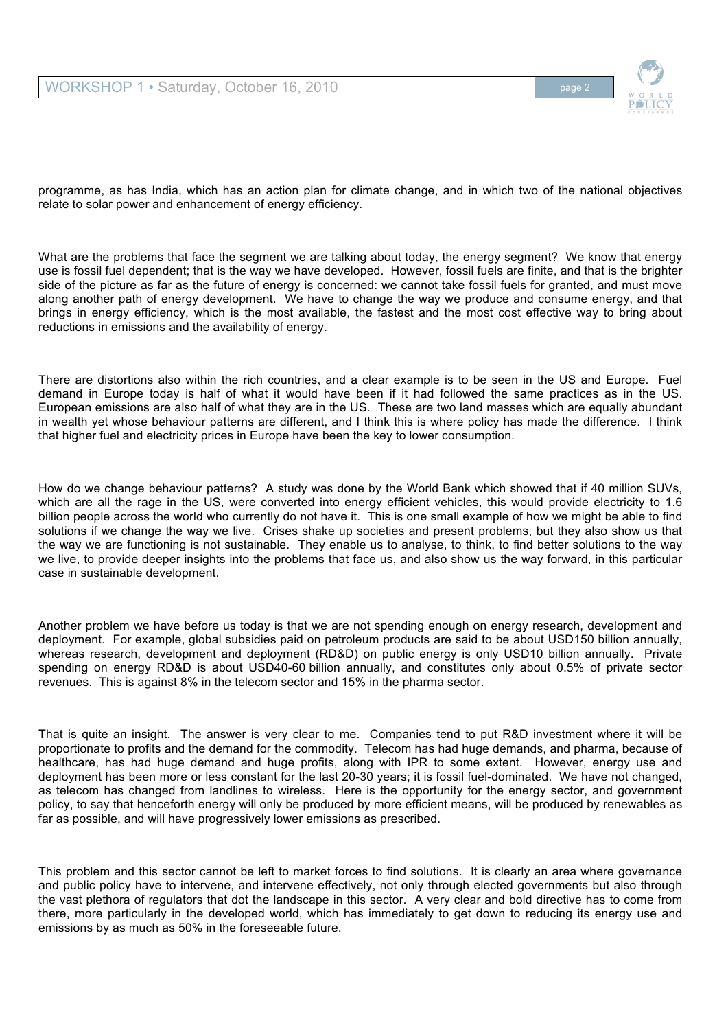programme, as has India, which has an action plan for climate change, and in which two of the national objectives relate to solar power and enhancement of energy efficiency.

What are the problems that face the segment we are talking about today, the energy segment? We know that energy use is fossil fuel dependent; that is the way we have developed. However, fossil fuels are finite, and that is the brighter side of the picture as far as the future of energy is concerned: we cannot take fossil fuels for granted, and must move along another path of energy development. We have to change the way we produce and consume energy, and that brings in energy efficiency, which is the most available, the fastest and the most cost effective way to bring about reductions in emissions and the availability of energy.

There are distortions also within the rich countries, and a clear example is to be seen in the US and Europe. Fuel demand in Europe today is half of what it would have been if it had followed the same practices as in the US. European emissions are also half of what they are in the US. These are two land masses which are equally abundant in wealth yet whose behaviour patterns are different, and I think this is where policy has made the difference. I think that higher fuel and electricity prices in Europe have been the key to lower consumption.

How do we change behaviour patterns? A study was done by the World Bank which showed that if 40 million SUVs, which are all the rage in the US, were converted into energy efficient vehicles, this would provide electricity to 1.6 billion people across the world who currently do not have it. This is one small example of how we might be able to find solutions if we change the way we live. Crises shake up societies and present problems, but they also show us that the way we are functioning is not sustainable. They enable us to analyse, to think, to find better solutions to the way we live, to provide deeper insights into the problems that face us, and also show us the way forward, in this particular case in sustainable development.

Another problem we have before us today is that we are not spending enough on energy research, development and deployment. For example, global subsidies paid on petroleum products are said to be about USD150 billion annually, whereas research, development and deployment (RD&D) on public energy is only USD10 billion annually. Private spending on energy RD&D is about USD40-60 billion annually, and constitutes only about 0.5% of private sector revenues. This is against 8% in the telecom sector and 15% in the pharma sector.

That is quite an insight. The answer is very clear to me. Companies tend to put R&D investment where it will be proportionate to profits and the demand for the commodity. Telecom has had huge demands, and pharma, because of healthcare, has had huge demand and huge profits, along with IPR to some extent. However, energy use and deployment has been more or less constant for the last 20-30 years; it is fossil fuel-dominated. We have not changed, as telecom has changed from landlines to wireless. Here is the opportunity for the energy sector, and government policy, to say that henceforth energy will only be produced by more efficient means, will be produced by renewables as far as possible, and will have progressively lower emissions as prescribed.

This problem and this sector cannot be left to market forces to find solutions. It is clearly an area where governance and public policy have to intervene, and intervene effectively, not only through elected governments but also through the vast plethora of regulators that dot the landscape in this sector. A very clear and bold directive has to come from there, more particularly in the developed world, which has immediately to get down to reducing its energy use and emissions by as much as 50% in the foreseeable future.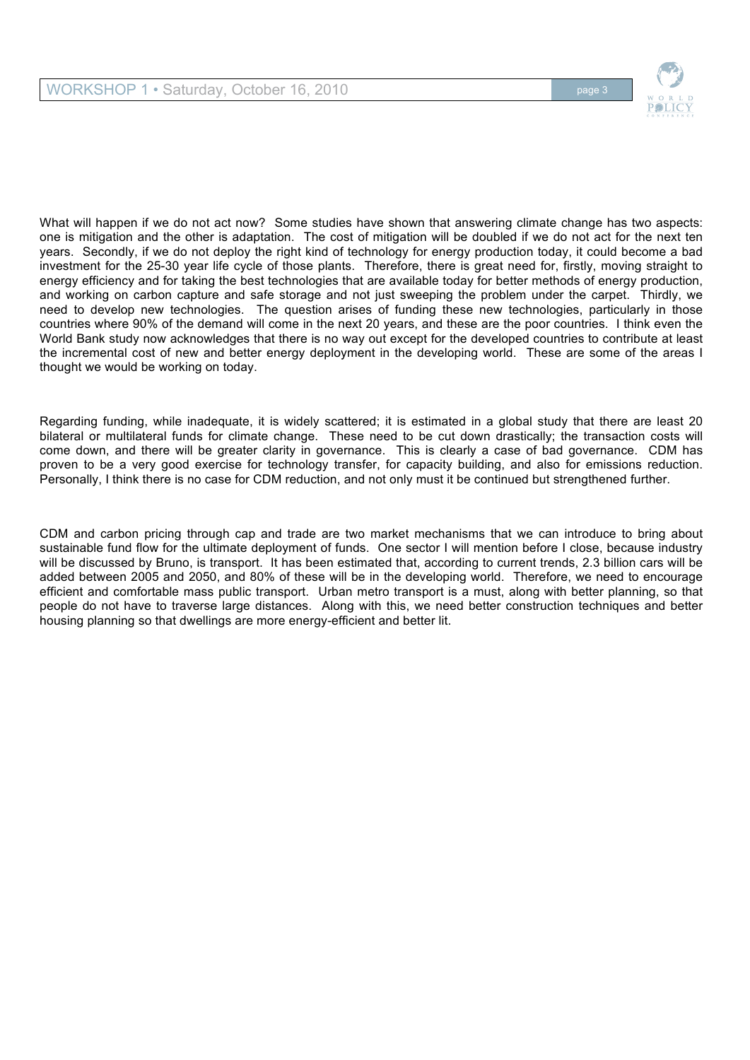What will happen if we do not act now? Some studies have shown that answering climate change has two aspects: one is mitigation and the other is adaptation. The cost of mitigation will be doubled if we do not act for the next ten years. Secondly, if we do not deploy the right kind of technology for energy production today, it could become a bad investment for the 25-30 year life cycle of those plants. Therefore, there is great need for, firstly, moving straight to energy efficiency and for taking the best technologies that are available today for better methods of energy production, and working on carbon capture and safe storage and not just sweeping the problem under the carpet. Thirdly, we need to develop new technologies. The question arises of funding these new technologies, particularly in those countries where 90% of the demand will come in the next 20 years, and these are the poor countries. I think even the World Bank study now acknowledges that there is no way out except for the developed countries to contribute at least the incremental cost of new and better energy deployment in the developing world. These are some of the areas I thought we would be working on today.

Regarding funding, while inadequate, it is widely scattered; it is estimated in a global study that there are least 20 bilateral or multilateral funds for climate change. These need to be cut down drastically; the transaction costs will come down, and there will be greater clarity in governance. This is clearly a case of bad governance. CDM has proven to be a very good exercise for technology transfer, for capacity building, and also for emissions reduction. Personally, I think there is no case for CDM reduction, and not only must it be continued but strengthened further.

CDM and carbon pricing through cap and trade are two market mechanisms that we can introduce to bring about sustainable fund flow for the ultimate deployment of funds. One sector I will mention before I close, because industry will be discussed by Bruno, is transport. It has been estimated that, according to current trends, 2.3 billion cars will be added between 2005 and 2050, and 80% of these will be in the developing world. Therefore, we need to encourage efficient and comfortable mass public transport. Urban metro transport is a must, along with better planning, so that people do not have to traverse large distances. Along with this, we need better construction techniques and better housing planning so that dwellings are more energy-efficient and better lit.